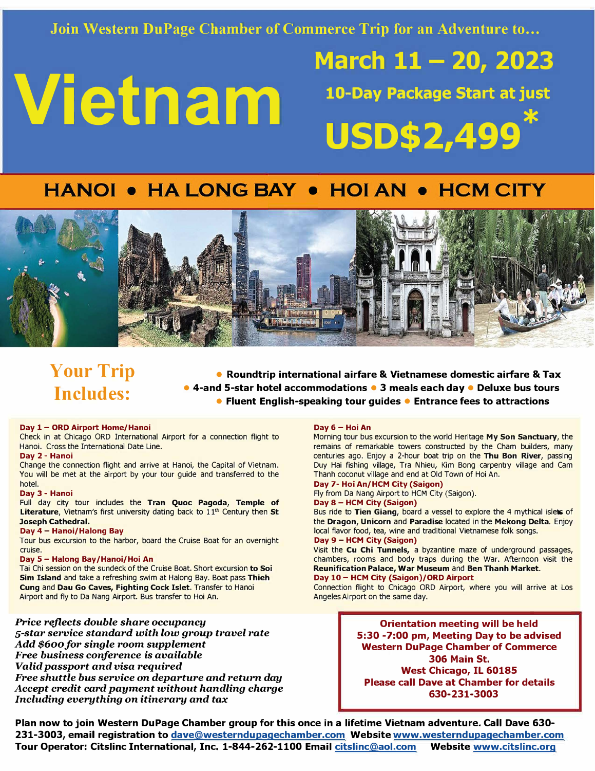Join Western DuPage Chamber of Commerce Trip for an Adventure to...

# Vietnam

## March 11 – 20, 2023

**10-Day Package Start at just**

# USD$2,499*

## HANOI • HA LONG BAY • HOI AN • HCM CITY

## Your Trip Includes:

- Roundtrip international airfare & Vietnamese domestic airfare & Tax
- 4-and 5-star hotel accommodations
- 3 meals each day
- Deluxe bus tours
- Fluent English-speaking tour guides
- Entrance fees to attractions

**Day 1 – ORD Airport Home/Hanoi**
Check in at Chicago ORD International Airport for a connection flight to Hanoi. Cross the International Date Line.

**Day 2 - Hanoi**
Change the connection flight and arrive at Hanoi, the Capital of Vietnam. You will be met at the airport by your tour guide and transferred to the hotel.

**Day 3 - Hanoi**
Full day city tour includes the **Tran Quoc Pagoda**, **Temple of Literature**, Vietnam's first university dating back to 11th Century then **St Joseph Cathedral.**

**Day 4 – Hanoi/Halong Bay**
Tour bus excursion to the harbor, board the Cruise Boat for an overnight cruise.

**Day 5 – Halong Bay/Hanoi/Hoi An**
Tai Chi session on the sundeck of the Cruise Boat. Short excursion **to Soi Sim Island** and take a refreshing swim at Halong Bay. Boat pass **Thieh Cung** and **Dau Go Caves, Fighting Cock Islet**. Transfer to Hanoi Airport and fly to Da Nang Airport. Bus transfer to Hoi An.

**Day 6 – Hoi An**
Morning tour bus excursion to the world Heritage **My Son Sanctuary**, the remains of remarkable towers constructed by the Cham builders, many centuries ago. Enjoy a 2-hour boat trip on the **Thu Bon River**, passing Duy Hai fishing village, Tra Nhieu, Kim Bong carpentry village and Cam Thanh coconut village and end at Old Town of Hoi An.

**Day 7- Hoi An/HCM City (Saigon)**
Fly from Da Nang Airport to HCM City (Saigon).

**Day 8 – HCM City (Saigon)**
Bus ride to **Tien Giang**, board a vessel to explore the 4 mythical islets of the **Dragon**, **Unicorn** and **Paradise** located in the **Mekong Delta**. Enjoy local flavor food, tea, wine and traditional Vietnamese folk songs.

**Day 9 – HCM City (Saigon)**
Visit the **Cu Chi Tunnels,** a byzantine maze of underground passages, chambers, rooms and body traps during the War. Afternoon visit the **Reunification Palace, War Museum** and **Ben Thanh Market.**

**Day 10 – HCM City (Saigon)/ORD Airport**
Connection flight to Chicago ORD Airport, where you will arrive at Los Angeles Airport on the same day.

*Price reflects double share occupancy*
*5-star service standard with low group travel rate*
*Add $600 for single room supplement*
*Free business conference is available*
*Valid passport and visa required*
*Free shuttle bus service on departure and return day*
*Accept credit card payment without handling charge*
*Including everything on itinerary and tax*

**Orientation meeting will be held**
**5:30 -7:00 pm, Meeting Day to be advised**
**Western DuPage Chamber of Commerce**
**306 Main St.**
**West Chicago, IL 60185**
**Please call Dave at Chamber for details**
**630-231-3003**

**Plan now to join Western DuPage Chamber group for this once in a lifetime Vietnam adventure. Call Dave 630-231-3003, email registration to dave@westerndupagechamber.com Website www.westerndupagechamber.com**
**Tour Operator: Citslinc International, Inc. 1-844-262-1100 Email citslinc@aol.com Website www.citslinc.org**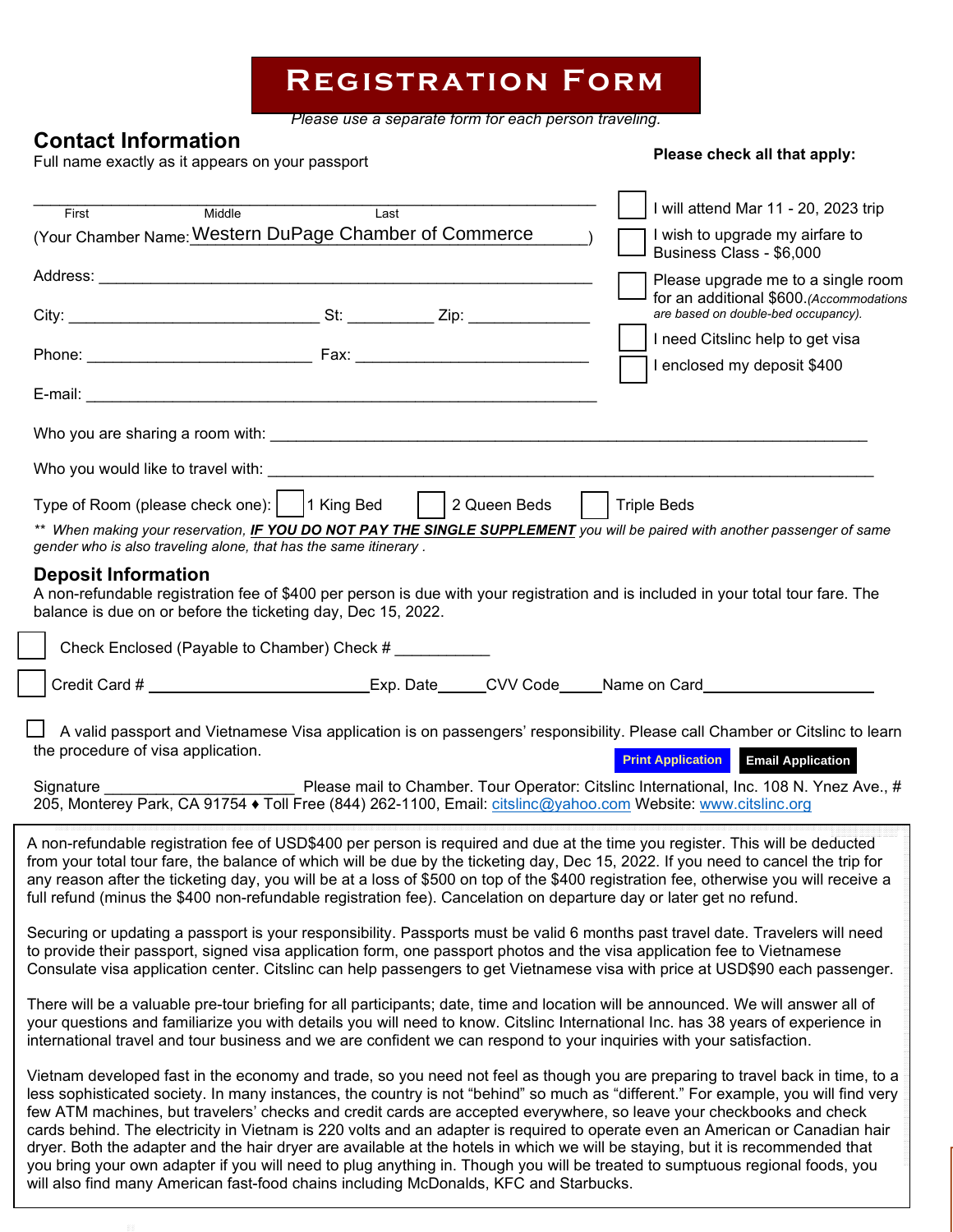# Registration Form

*Please use a separate form for each person traveling.*

## Contact Information

Full name exactly as it appears on your passport

______________________________________________
First Middle Last

(Your Chamber Name: Western DuPage Chamber of Commerce)

Address: ______________________________________________

City: ______________________ St: ________ Zip: ____________

Phone: ____________________ Fax: ______________________

E-mail: ______________________________________________

**Please check all that apply:**

- ☐ I will attend Mar 11 - 20, 2023 trip
- ☐ I wish to upgrade my airfare to Business Class - $6,000
- ☐ Please upgrade me to a single room for an additional $600. *(Accommodations are based on double-bed occupancy).*
- ☐ I need Citslinc help to get visa
- ☐ I enclosed my deposit $400

Who you are sharing a room with: ______________________________________________

Who you would like to travel with: ______________________________________________

Type of Room (please check one): ☐ 1 King Bed ☐ 2 Queen Beds ☐ Triple Beds

*\*\* When making your reservation, **IF YOU DO NOT PAY THE SINGLE SUPPLEMENT** you will be paired with another passenger of same gender who is also traveling alone, that has the same itinerary .*

## Deposit Information

A non-refundable registration fee of $400 per person is due with your registration and is included in your total tour fare. The balance is due on or before the ticketing day, Dec 15, 2022.

☐ Check Enclosed (Payable to Chamber) Check # __________

☐ Credit Card # ______________________ Exp. Date_____ CVV Code_____ Name on Card__________________

☐ A valid passport and Vietnamese Visa application is on passengers' responsibility. Please call Chamber or Citslinc to learn the procedure of visa application.

Print Application | Email Application

Signature ____________________ Please mail to Chamber. Tour Operator: Citslinc International, Inc. 108 N. Ynez Ave., # 205, Monterey Park, CA 91754 ♦ Toll Free (844) 262-1100, Email: citslinc@yahoo.com Website: www.citslinc.org

A non-refundable registration fee of USD$400 per person is required and due at the time you register. This will be deducted from your total tour fare, the balance of which will be due by the ticketing day, Dec 15, 2022. If you need to cancel the trip for any reason after the ticketing day, you will be at a loss of $500 on top of the $400 registration fee, otherwise you will receive a full refund (minus the $400 non-refundable registration fee). Cancelation on departure day or later get no refund.

Securing or updating a passport is your responsibility. Passports must be valid 6 months past travel date. Travelers will need to provide their passport, signed visa application form, one passport photos and the visa application fee to Vietnamese Consulate visa application center. Citslinc can help passengers to get Vietnamese visa with price at USD$90 each passenger.

There will be a valuable pre-tour briefing for all participants; date, time and location will be announced. We will answer all of your questions and familiarize you with details you will need to know. Citslinc International Inc. has 38 years of experience in international travel and tour business and we are confident we can respond to your inquiries with your satisfaction.

Vietnam developed fast in the economy and trade, so you need not feel as though you are preparing to travel back in time, to a less sophisticated society. In many instances, the country is not "behind" so much as "different." For example, you will find very few ATM machines, but travelers' checks and credit cards are accepted everywhere, so leave your checkbooks and check cards behind. The electricity in Vietnam is 220 volts and an adapter is required to operate even an American or Canadian hair dryer. Both the adapter and the hair dryer are available at the hotels in which we will be staying, but it is recommended that you bring your own adapter if you will need to plug anything in. Though you will be treated to sumptuous regional foods, you will also find many American fast-food chains including McDonalds, KFC and Starbucks.